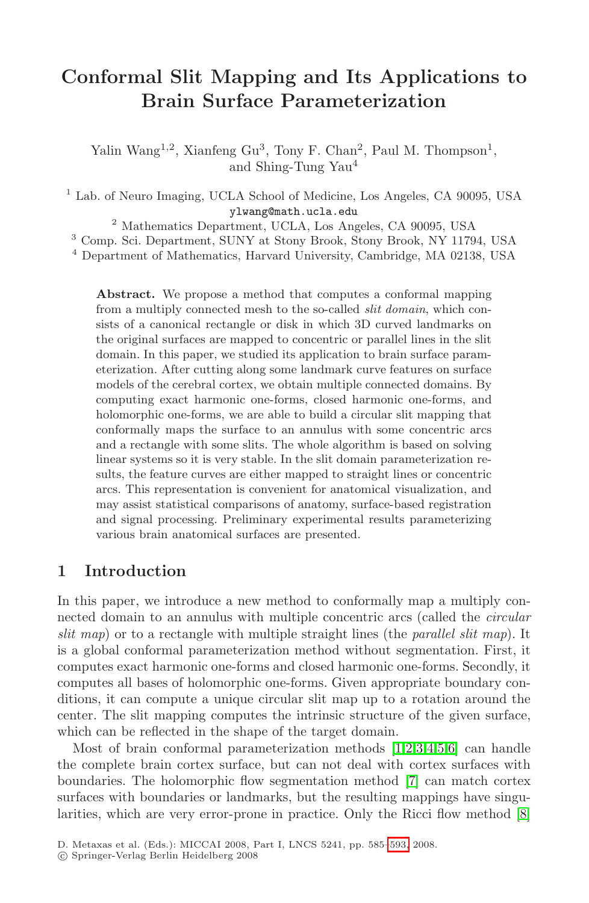# Conformal Slit Mapping and Its Applications to Brain Surface Parameterization

Yalin Wang[1,2], Xianfeng Gu[3], Tony F. Chan[2], Paul M. Thompson[1], and Shing-Tung Yau[4]

[1] Lab. of Neuro Imaging, UCLA School of Medicine, Los Angeles, CA 90095, USA
ylwang@math.ucla.edu
[2] Mathematics Department, UCLA, Los Angeles, CA 90095, USA
[3] Comp. Sci. Department, SUNY at Stony Brook, Stony Brook, NY 11794, USA
[4] Department of Mathematics, Harvard University, Cambridge, MA 02138, USA

**Abstract.** We propose a method that computes a conformal mapping from a multiply connected mesh to the so-called *slit domain*, which consists of a canonical rectangle or disk in which 3D curved landmarks on the original surfaces are mapped to concentric or parallel lines in the slit domain. In this paper, we studied its application to brain surface parameterization. After cutting along some landmark curve features on surface models of the cerebral cortex, we obtain multiple connected domains. By computing exact harmonic one-forms, closed harmonic one-forms, and holomorphic one-forms, we are able to build a circular slit mapping that conformally maps the surface to an annulus with some concentric arcs and a rectangle with some slits. The whole algorithm is based on solving linear systems so it is very stable. In the slit domain parameterization results, the feature curves are either mapped to straight lines or concentric arcs. This representation is convenient for anatomical visualization, and may assist statistical comparisons of anatomy, surface-based registration and signal processing. Preliminary experimental results parameterizing various brain anatomical surfaces are presented.

## 1 Introduction

In this paper, we introduce a new method to conformally map a multiply connected domain to an annulus with multiple concentric arcs (called the *circular slit map*) or to a rectangle with multiple straight lines (the *parallel slit map*). It is a global conformal parameterization method without segmentation. First, it computes exact harmonic one-forms and closed harmonic one-forms. Secondly, it computes all bases of holomorphic one-forms. Given appropriate boundary conditions, it can compute a unique circular slit map up to a rotation around the center. The slit mapping computes the intrinsic structure of the given surface, which can be reflected in the shape of the target domain.

Most of brain conformal parameterization methods [1,2,3,4,5,6] can handle the complete brain cortex surface, but can not deal with cortex surfaces with boundaries. The holomorphic flow segmentation method [7] can match cortex surfaces with boundaries or landmarks, but the resulting mappings have singularities, which are very error-prone in practice. Only the Ricci flow method [8]

D. Metaxas et al. (Eds.): MICCAI 2008, Part I, LNCS 5241, pp. 585–593, 2008.
© Springer-Verlag Berlin Heidelberg 2008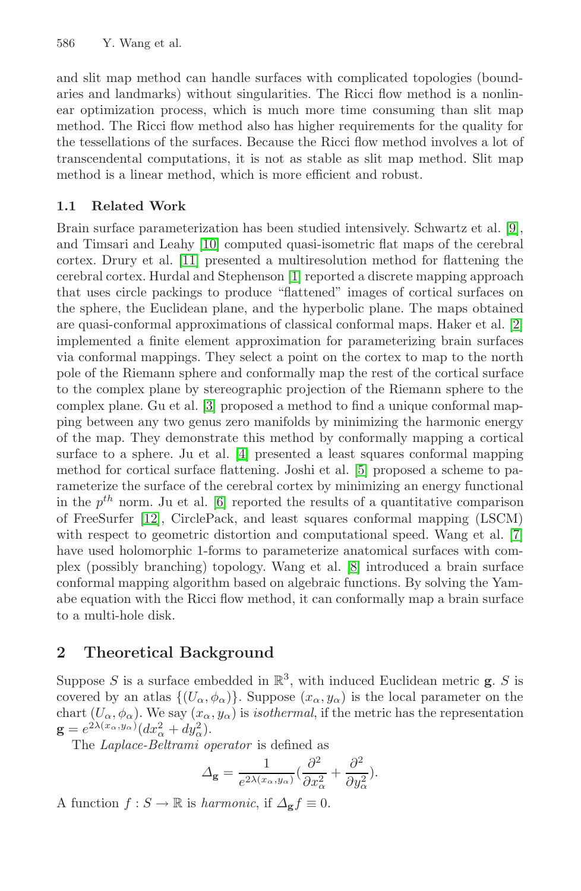and slit map method can handle surfaces with complicated topologies (boundaries and landmarks) without singularities. The Ricci flow method is a nonlinear optimization process, which is much more time consuming than slit map method. The Ricci flow method also has higher requirements for the quality for the tessellations of the surfaces. Because the Ricci flow method involves a lot of transcendental computations, it is not as stable as slit map method. Slit map method is a linear method, which is more efficient and robust.

### 1.1 Related Work

Brain surface parameterization has been studied intensively. Schwartz et al. [9], and Timsari and Leahy [10] computed quasi-isometric flat maps of the cerebral cortex. Drury et al. [11] presented a multiresolution method for flattening the cerebral cortex. Hurdal and Stephenson [1] reported a discrete mapping approach that uses circle packings to produce "flattened" images of cortical surfaces on the sphere, the Euclidean plane, and the hyperbolic plane. The maps obtained are quasi-conformal approximations of classical conformal maps. Haker et al. [2] implemented a finite element approximation for parameterizing brain surfaces via conformal mappings. They select a point on the cortex to map to the north pole of the Riemann sphere and conformally map the rest of the cortical surface to the complex plane by stereographic projection of the Riemann sphere to the complex plane. Gu et al. [3] proposed a method to find a unique conformal mapping between any two genus zero manifolds by minimizing the harmonic energy of the map. They demonstrate this method by conformally mapping a cortical surface to a sphere. Ju et al. [4] presented a least squares conformal mapping method for cortical surface flattening. Joshi et al. [5] proposed a scheme to parameterize the surface of the cerebral cortex by minimizing an energy functional in the $p^{th}$ norm. Ju et al. [6] reported the results of a quantitative comparison of FreeSurfer [12], CirclePack, and least squares conformal mapping (LSCM) with respect to geometric distortion and computational speed. Wang et al. [7] have used holomorphic 1-forms to parameterize anatomical surfaces with complex (possibly branching) topology. Wang et al. [8] introduced a brain surface conformal mapping algorithm based on algebraic functions. By solving the Yamabe equation with the Ricci flow method, it can conformally map a brain surface to a multi-hole disk.

## 2 Theoretical Background

Suppose $S$ is a surface embedded in $\mathbb{R}^3$, with induced Euclidean metric $\mathbf{g}$. $S$ is covered by an atlas $\{(U_\alpha, \phi_\alpha)\}$. Suppose $(x_\alpha, y_\alpha)$ is the local parameter on the chart $(U_\alpha, \phi_\alpha)$. We say $(x_\alpha, y_\alpha)$ is *isothermal*, if the metric has the representation $\mathbf{g} = e^{2\lambda(x_\alpha, y_\alpha)}(dx_\alpha^2 + dy_\alpha^2)$.

The *Laplace-Beltrami operator* is defined as

$$\Delta_{\mathbf{g}} = \frac{1}{e^{2\lambda(x_\alpha, y_\alpha)}}\left(\frac{\partial^2}{\partial x_\alpha^2} + \frac{\partial^2}{\partial y_\alpha^2}\right).$$

A function $f : S \to \mathbb{R}$ is *harmonic*, if $\Delta_{\mathbf{g}} f \equiv 0$.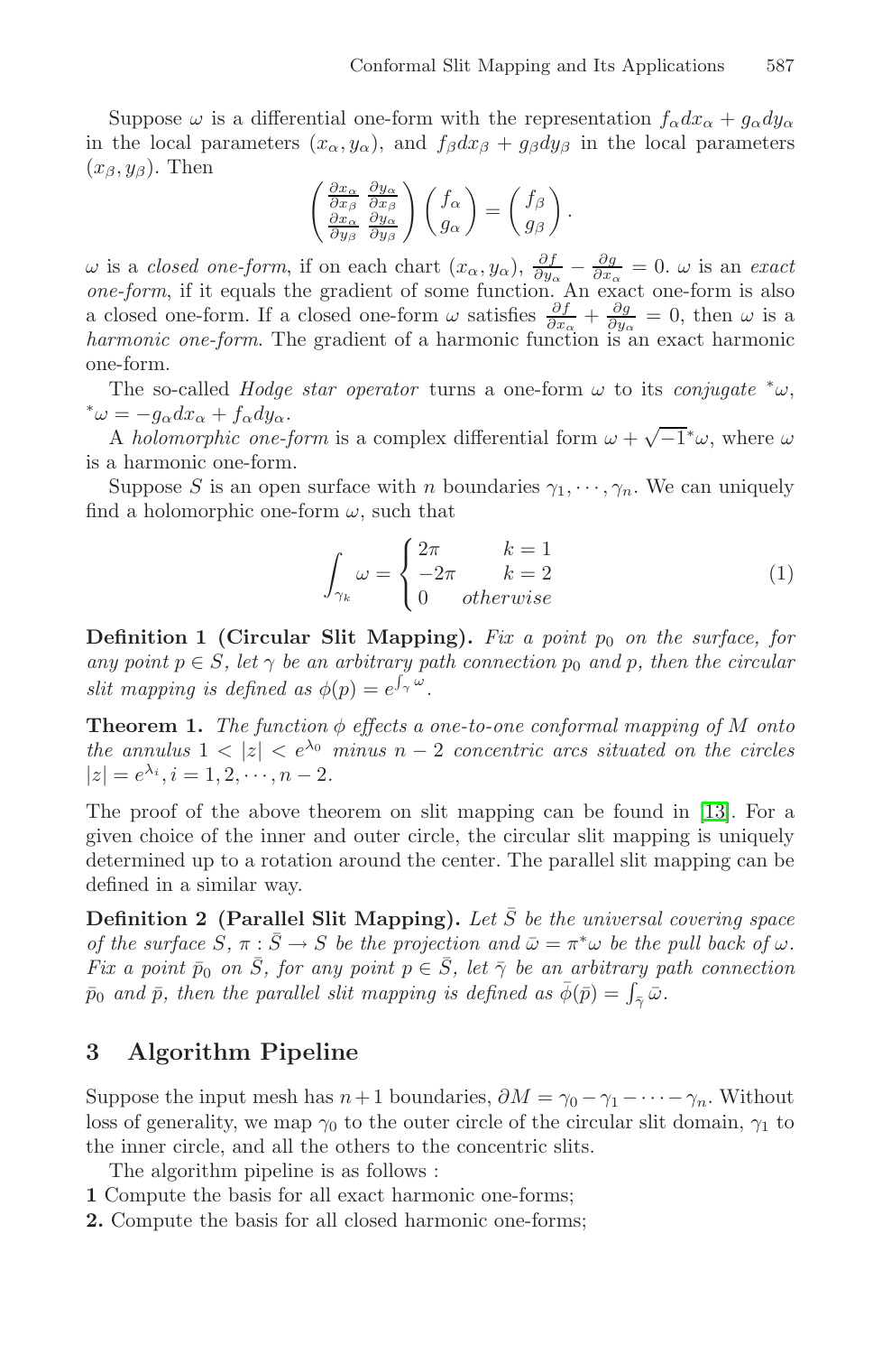Suppose $\omega$ is a differential one-form with the representation $f_\alpha dx_\alpha + g_\alpha dy_\alpha$ in the local parameters $(x_\alpha, y_\alpha)$, and $f_\beta dx_\beta + g_\beta dy_\beta$ in the local parameters $(x_\beta, y_\beta)$. Then

$$\begin{pmatrix} \frac{\partial x_\alpha}{\partial x_\beta} & \frac{\partial y_\alpha}{\partial x_\beta} \\ \frac{\partial x_\alpha}{\partial y_\beta} & \frac{\partial y_\alpha}{\partial y_\beta} \end{pmatrix} \begin{pmatrix} f_\alpha \\ g_\alpha \end{pmatrix} = \begin{pmatrix} f_\beta \\ g_\beta \end{pmatrix}.$$

$\omega$ is a *closed one-form*, if on each chart $(x_\alpha, y_\alpha)$, $\frac{\partial f}{\partial y_\alpha} - \frac{\partial g}{\partial x_\alpha} = 0$. $\omega$ is an *exact one-form*, if it equals the gradient of some function. An exact one-form is also a closed one-form. If a closed one-form $\omega$ satisfies $\frac{\partial f}{\partial x_\alpha} + \frac{\partial g}{\partial y_\alpha} = 0$, then $\omega$ is a *harmonic one-form*. The gradient of a harmonic function is an exact harmonic one-form.

The so-called *Hodge star operator* turns a one-form $\omega$ to its *conjugate* ${}^*\omega$, ${}^*\omega = -g_\alpha dx_\alpha + f_\alpha dy_\alpha$.

A *holomorphic one-form* is a complex differential form $\omega + \sqrt{-1}{}^*\omega$, where $\omega$ is a harmonic one-form.

Suppose $S$ is an open surface with $n$ boundaries $\gamma_1, \cdots, \gamma_n$. We can uniquely find a holomorphic one-form $\omega$, such that

$$\int_{\gamma_k} \omega = \begin{cases} 2\pi & k = 1 \\ -2\pi & k = 2 \\ 0 & otherwise \end{cases} \tag{1}$$

**Definition 1 (Circular Slit Mapping).** *Fix a point $p_0$ on the surface, for any point $p \in S$, let $\gamma$ be an arbitrary path connection $p_0$ and $p$, then the circular slit mapping is defined as $\phi(p) = e^{\int_\gamma \omega}$.*

**Theorem 1.** *The function $\phi$ effects a one-to-one conformal mapping of $M$ onto the annulus $1 < |z| < e^{\lambda_0}$ minus $n-2$ concentric arcs situated on the circles $|z| = e^{\lambda_i}, i = 1, 2, \cdots, n-2$.*

The proof of the above theorem on slit mapping can be found in [13]. For a given choice of the inner and outer circle, the circular slit mapping is uniquely determined up to a rotation around the center. The parallel slit mapping can be defined in a similar way.

**Definition 2 (Parallel Slit Mapping).** *Let $\bar{S}$ be the universal covering space of the surface $S$, $\pi : \bar{S} \to S$ be the projection and $\bar{\omega} = \pi^* \omega$ be the pull back of $\omega$. Fix a point $\bar{p}_0$ on $\bar{S}$, for any point $p \in \bar{S}$, let $\bar{\gamma}$ be an arbitrary path connection $\bar{p}_0$ and $\bar{p}$, then the parallel slit mapping is defined as $\bar{\phi}(\bar{p}) = \int_{\bar{\gamma}} \bar{\omega}$.*

## 3 Algorithm Pipeline

Suppose the input mesh has $n+1$ boundaries, $\partial M = \gamma_0 - \gamma_1 - \cdots - \gamma_n$. Without loss of generality, we map $\gamma_0$ to the outer circle of the circular slit domain, $\gamma_1$ to the inner circle, and all the others to the concentric slits.

The algorithm pipeline is as follows :

**1** Compute the basis for all exact harmonic one-forms;

**2.** Compute the basis for all closed harmonic one-forms;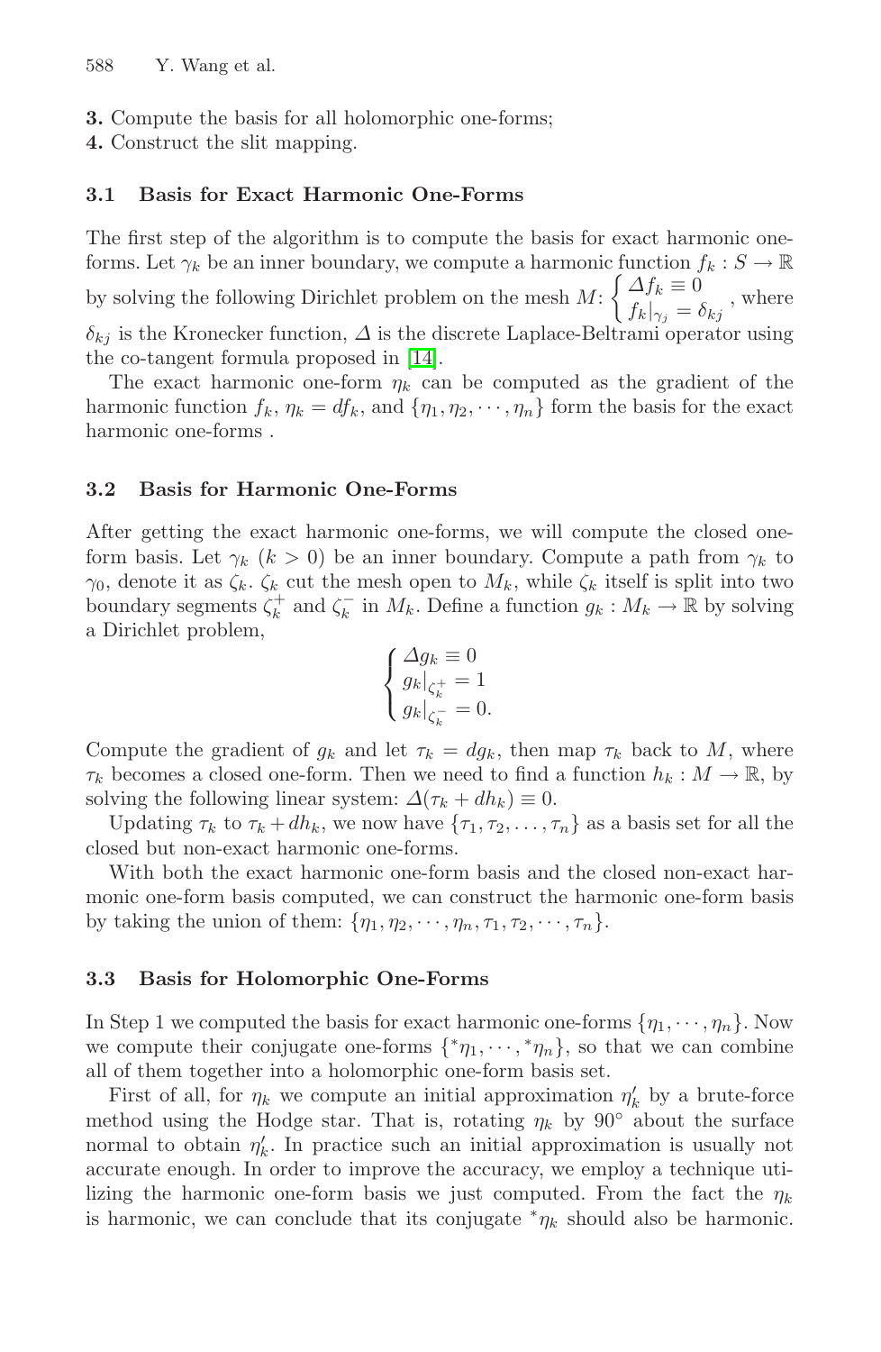**3.** Compute the basis for all holomorphic one-forms;

**4.** Construct the slit mapping.

### 3.1 Basis for Exact Harmonic One-Forms

The first step of the algorithm is to compute the basis for exact harmonic one-forms. Let $\gamma_k$ be an inner boundary, we compute a harmonic function $f_k : S \to \mathbb{R}$ by solving the following Dirichlet problem on the mesh $M$: $\begin{cases} \Delta f_k \equiv 0 \\ f_k|_{\gamma_j} = \delta_{kj} \end{cases}$, where $\delta_{kj}$ is the Kronecker function, $\Delta$ is the discrete Laplace-Beltrami operator using the co-tangent formula proposed in [14].

The exact harmonic one-form $\eta_k$ can be computed as the gradient of the harmonic function $f_k$, $\eta_k = df_k$, and $\{\eta_1, \eta_2, \cdots, \eta_n\}$ form the basis for the exact harmonic one-forms .

### 3.2 Basis for Harmonic One-Forms

After getting the exact harmonic one-forms, we will compute the closed one-form basis. Let $\gamma_k$ $(k > 0)$ be an inner boundary. Compute a path from $\gamma_k$ to $\gamma_0$, denote it as $\zeta_k$. $\zeta_k$ cut the mesh open to $M_k$, while $\zeta_k$ itself is split into two boundary segments $\zeta_k^+$ and $\zeta_k^-$ in $M_k$. Define a function $g_k : M_k \to \mathbb{R}$ by solving a Dirichlet problem,

$$\begin{cases} \Delta g_k \equiv 0 \\ g_k|_{\zeta_k^+} = 1 \\ g_k|_{\zeta_k^-} = 0. \end{cases}$$

Compute the gradient of $g_k$ and let $\tau_k = dg_k$, then map $\tau_k$ back to $M$, where $\tau_k$ becomes a closed one-form. Then we need to find a function $h_k : M \to \mathbb{R}$, by solving the following linear system: $\Delta(\tau_k + dh_k) \equiv 0$.

Updating $\tau_k$ to $\tau_k + dh_k$, we now have $\{\tau_1, \tau_2, \ldots, \tau_n\}$ as a basis set for all the closed but non-exact harmonic one-forms.

With both the exact harmonic one-form basis and the closed non-exact harmonic one-form basis computed, we can construct the harmonic one-form basis by taking the union of them: $\{\eta_1, \eta_2, \cdots, \eta_n, \tau_1, \tau_2, \cdots, \tau_n\}$.

### 3.3 Basis for Holomorphic One-Forms

In Step 1 we computed the basis for exact harmonic one-forms $\{\eta_1, \cdots, \eta_n\}$. Now we compute their conjugate one-forms $\{{}^*\eta_1, \cdots, {}^*\eta_n\}$, so that we can combine all of them together into a holomorphic one-form basis set.

First of all, for $\eta_k$ we compute an initial approximation $\eta_k'$ by a brute-force method using the Hodge star. That is, rotating $\eta_k$ by $90°$ about the surface normal to obtain $\eta_k'$. In practice such an initial approximation is usually not accurate enough. In order to improve the accuracy, we employ a technique utilizing the harmonic one-form basis we just computed. From the fact the $\eta_k$ is harmonic, we can conclude that its conjugate ${}^*\eta_k$ should also be harmonic.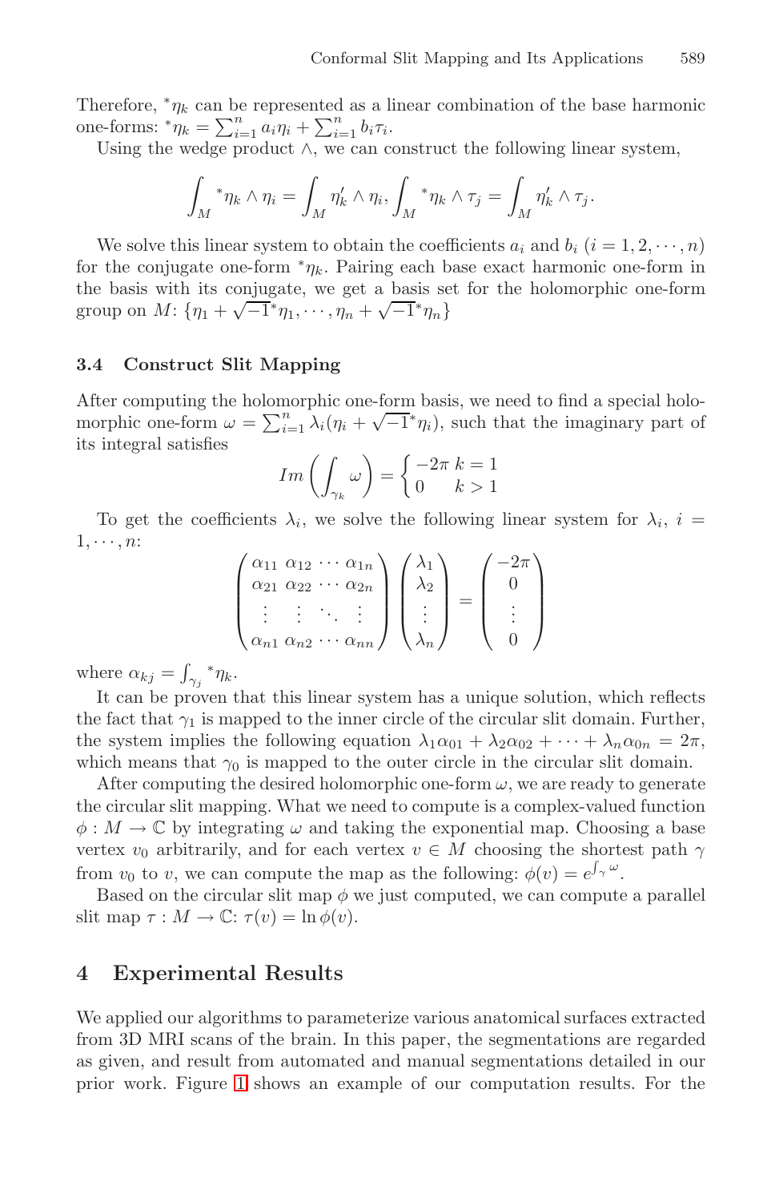Therefore, ${}^*\eta_k$ can be represented as a linear combination of the base harmonic one-forms: ${}^*\eta_k = \sum_{i=1}^{n} a_i \eta_i + \sum_{i=1}^{n} b_i \tau_i$.

Using the wedge product $\wedge$, we can construct the following linear system,

$$\int_M {}^*\eta_k \wedge \eta_i = \int_M \eta_k' \wedge \eta_i, \int_M {}^*\eta_k \wedge \tau_j = \int_M \eta_k' \wedge \tau_j.$$

We solve this linear system to obtain the coefficients $a_i$ and $b_i$ $(i = 1, 2, \cdots, n)$ for the conjugate one-form ${}^*\eta_k$. Pairing each base exact harmonic one-form in the basis with its conjugate, we get a basis set for the holomorphic one-form group on $M$: $\{\eta_1 + \sqrt{-1}{}^*\eta_1, \cdots, \eta_n + \sqrt{-1}{}^*\eta_n\}$

### 3.4 Construct Slit Mapping

After computing the holomorphic one-form basis, we need to find a special holomorphic one-form $\omega = \sum_{i=1}^{n} \lambda_i(\eta_i + \sqrt{-1}{}^*\eta_i)$, such that the imaginary part of its integral satisfies

$$Im\left(\int_{\gamma_k} \omega\right) = \begin{cases} -2\pi & k = 1 \\ 0 & k > 1 \end{cases}$$

To get the coefficients $\lambda_i$, we solve the following linear system for $\lambda_i$, $i = 1, \cdots, n$:

$$\begin{pmatrix} \alpha_{11} & \alpha_{12} & \cdots & \alpha_{1n} \\ \alpha_{21} & \alpha_{22} & \cdots & \alpha_{2n} \\ \vdots & \vdots & \ddots & \vdots \\ \alpha_{n1} & \alpha_{n2} & \cdots & \alpha_{nn} \end{pmatrix} \begin{pmatrix} \lambda_1 \\ \lambda_2 \\ \vdots \\ \lambda_n \end{pmatrix} = \begin{pmatrix} -2\pi \\ 0 \\ \vdots \\ 0 \end{pmatrix}$$

where $\alpha_{kj} = \int_{\gamma_j} {}^*\eta_k$.

It can be proven that this linear system has a unique solution, which reflects the fact that $\gamma_1$ is mapped to the inner circle of the circular slit domain. Further, the system implies the following equation $\lambda_1\alpha_{01} + \lambda_2\alpha_{02} + \cdots + \lambda_n\alpha_{0n} = 2\pi$, which means that $\gamma_0$ is mapped to the outer circle in the circular slit domain.

After computing the desired holomorphic one-form $\omega$, we are ready to generate the circular slit mapping. What we need to compute is a complex-valued function $\phi : M \to \mathbb{C}$ by integrating $\omega$ and taking the exponential map. Choosing a base vertex $v_0$ arbitrarily, and for each vertex $v \in M$ choosing the shortest path $\gamma$ from $v_0$ to $v$, we can compute the map as the following: $\phi(v) = e^{\int_\gamma \omega}$.

Based on the circular slit map $\phi$ we just computed, we can compute a parallel slit map $\tau : M \to \mathbb{C}$: $\tau(v) = \ln \phi(v)$.

## 4 Experimental Results

We applied our algorithms to parameterize various anatomical surfaces extracted from 3D MRI scans of the brain. In this paper, the segmentations are regarded as given, and result from automated and manual segmentations detailed in our prior work. Figure 1 shows an example of our computation results. For the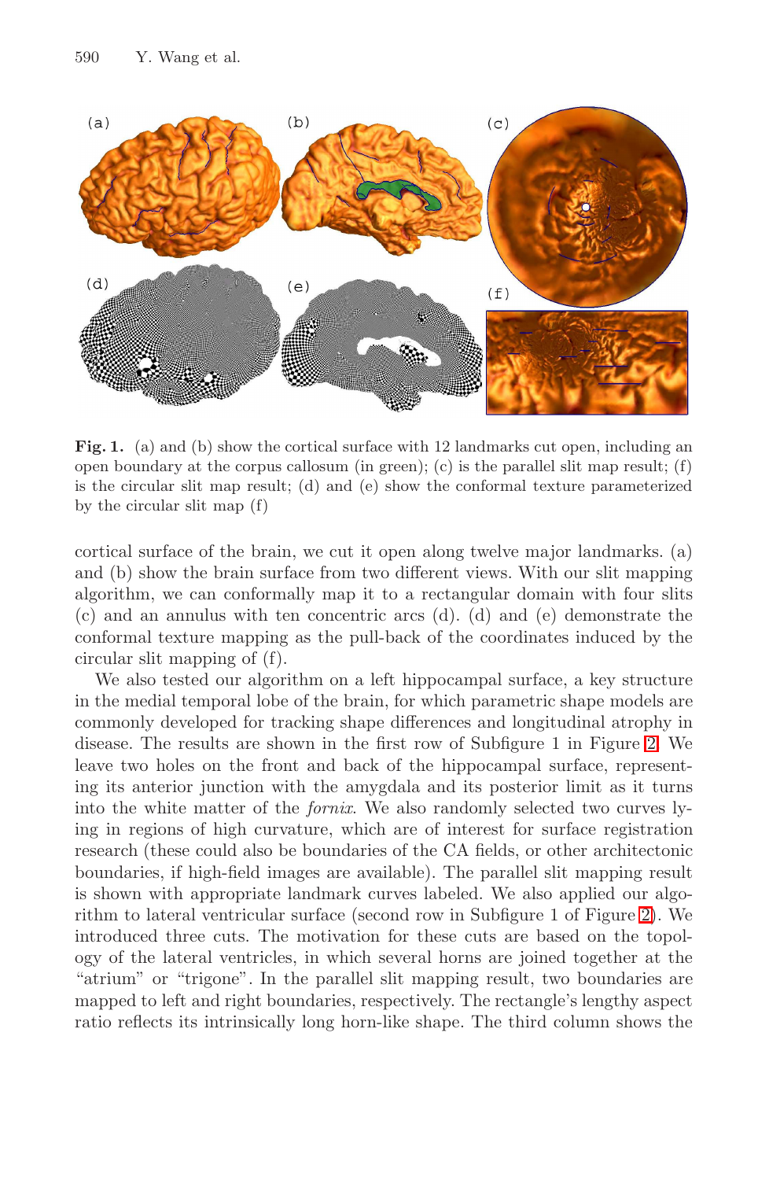**Fig. 1.** (a) and (b) show the cortical surface with 12 landmarks cut open, including an open boundary at the corpus callosum (in green); (c) is the parallel slit map result; (f) is the circular slit map result; (d) and (e) show the conformal texture parameterized by the circular slit map (f)

cortical surface of the brain, we cut it open along twelve major landmarks. (a) and (b) show the brain surface from two different views. With our slit mapping algorithm, we can conformally map it to a rectangular domain with four slits (c) and an annulus with ten concentric arcs (d). (d) and (e) demonstrate the conformal texture mapping as the pull-back of the coordinates induced by the circular slit mapping of (f).

We also tested our algorithm on a left hippocampal surface, a key structure in the medial temporal lobe of the brain, for which parametric shape models are commonly developed for tracking shape differences and longitudinal atrophy in disease. The results are shown in the first row of Subfigure 1 in Figure 2. We leave two holes on the front and back of the hippocampal surface, representing its anterior junction with the amygdala and its posterior limit as it turns into the white matter of the *fornix*. We also randomly selected two curves lying in regions of high curvature, which are of interest for surface registration research (these could also be boundaries of the CA fields, or other architectonic boundaries, if high-field images are available). The parallel slit mapping result is shown with appropriate landmark curves labeled. We also applied our algorithm to lateral ventricular surface (second row in Subfigure 1 of Figure 2). We introduced three cuts. The motivation for these cuts are based on the topology of the lateral ventricles, in which several horns are joined together at the "atrium" or "trigone". In the parallel slit mapping result, two boundaries are mapped to left and right boundaries, respectively. The rectangle's lengthy aspect ratio reflects its intrinsically long horn-like shape. The third column shows the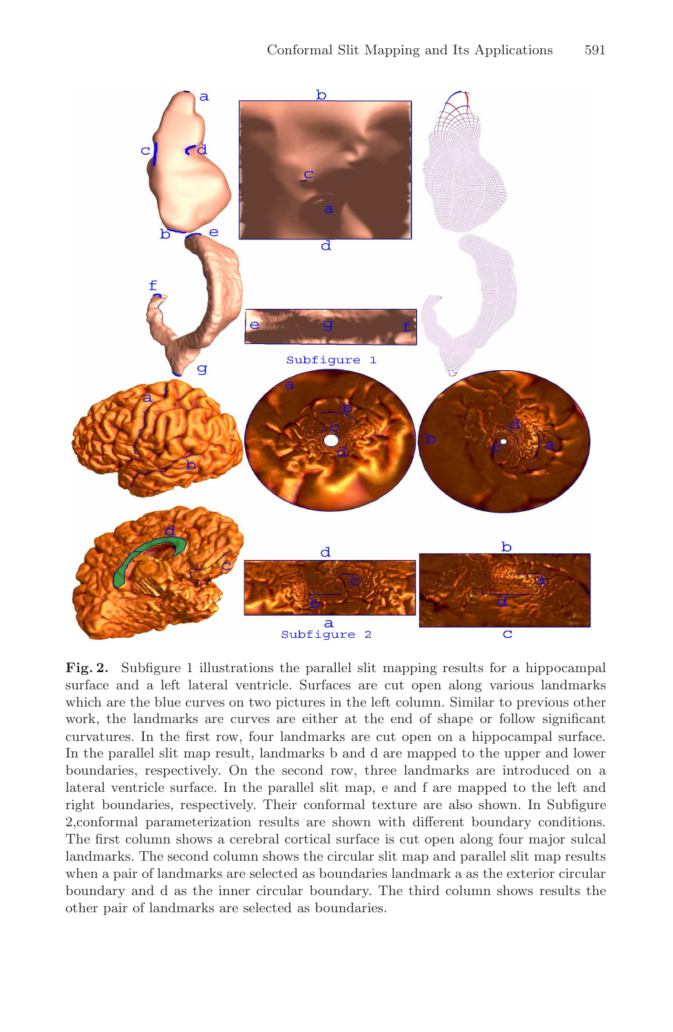**Fig. 2.** Subfigure 1 illustrations the parallel slit mapping results for a hippocampal surface and a left lateral ventricle. Surfaces are cut open along various landmarks which are the blue curves on two pictures in the left column. Similar to previous other work, the landmarks are curves are either at the end of shape or follow significant curvatures. In the first row, four landmarks are cut open on a hippocampal surface. In the parallel slit map result, landmarks b and d are mapped to the upper and lower boundaries, respectively. On the second row, three landmarks are introduced on a lateral ventricle surface. In the parallel slit map, e and f are mapped to the left and right boundaries, respectively. Their conformal texture are also shown. In Subfigure 2,conformal parameterization results are shown with different boundary conditions. The first column shows a cerebral cortical surface is cut open along four major sulcal landmarks. The second column shows the circular slit map and parallel slit map results when a pair of landmarks are selected as boundaries landmark a as the exterior circular boundary and d as the inner circular boundary. The third column shows results the other pair of landmarks are selected as boundaries.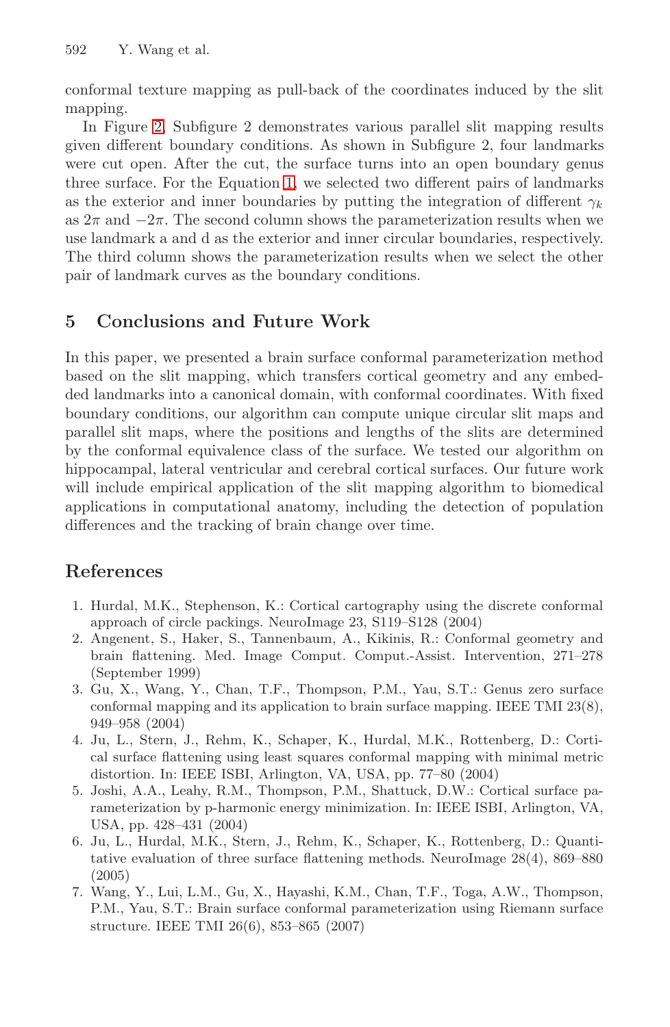conformal texture mapping as pull-back of the coordinates induced by the slit mapping.

In Figure 2, Subfigure 2 demonstrates various parallel slit mapping results given different boundary conditions. As shown in Subfigure 2, four landmarks were cut open. After the cut, the surface turns into an open boundary genus three surface. For the Equation 1, we selected two different pairs of landmarks as the exterior and inner boundaries by putting the integration of different $\gamma_k$ as $2\pi$ and $-2\pi$. The second column shows the parameterization results when we use landmark a and d as the exterior and inner circular boundaries, respectively. The third column shows the parameterization results when we select the other pair of landmark curves as the boundary conditions.

## 5 Conclusions and Future Work

In this paper, we presented a brain surface conformal parameterization method based on the slit mapping, which transfers cortical geometry and any embedded landmarks into a canonical domain, with conformal coordinates. With fixed boundary conditions, our algorithm can compute unique circular slit maps and parallel slit maps, where the positions and lengths of the slits are determined by the conformal equivalence class of the surface. We tested our algorithm on hippocampal, lateral ventricular and cerebral cortical surfaces. Our future work will include empirical application of the slit mapping algorithm to biomedical applications in computational anatomy, including the detection of population differences and the tracking of brain change over time.

## References

1. Hurdal, M.K., Stephenson, K.: Cortical cartography using the discrete conformal approach of circle packings. NeuroImage 23, S119–S128 (2004)
2. Angenent, S., Haker, S., Tannenbaum, A., Kikinis, R.: Conformal geometry and brain flattening. Med. Image Comput. Comput.-Assist. Intervention, 271–278 (September 1999)
3. Gu, X., Wang, Y., Chan, T.F., Thompson, P.M., Yau, S.T.: Genus zero surface conformal mapping and its application to brain surface mapping. IEEE TMI 23(8), 949–958 (2004)
4. Ju, L., Stern, J., Rehm, K., Schaper, K., Hurdal, M.K., Rottenberg, D.: Cortical surface flattening using least squares conformal mapping with minimal metric distortion. In: IEEE ISBI, Arlington, VA, USA, pp. 77–80 (2004)
5. Joshi, A.A., Leahy, R.M., Thompson, P.M., Shattuck, D.W.: Cortical surface parameterization by p-harmonic energy minimization. In: IEEE ISBI, Arlington, VA, USA, pp. 428–431 (2004)
6. Ju, L., Hurdal, M.K., Stern, J., Rehm, K., Schaper, K., Rottenberg, D.: Quantitative evaluation of three surface flattening methods. NeuroImage 28(4), 869–880 (2005)
7. Wang, Y., Lui, L.M., Gu, X., Hayashi, K.M., Chan, T.F., Toga, A.W., Thompson, P.M., Yau, S.T.: Brain surface conformal parameterization using Riemann surface structure. IEEE TMI 26(6), 853–865 (2007)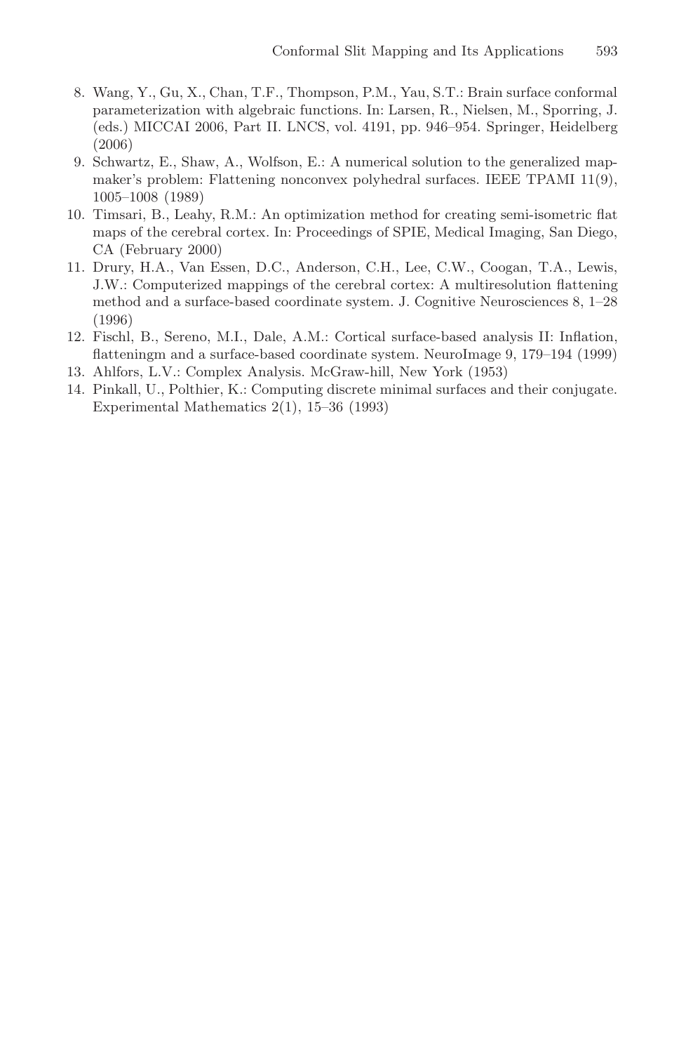8. Wang, Y., Gu, X., Chan, T.F., Thompson, P.M., Yau, S.T.: Brain surface conformal parameterization with algebraic functions. In: Larsen, R., Nielsen, M., Sporring, J. (eds.) MICCAI 2006, Part II. LNCS, vol. 4191, pp. 946–954. Springer, Heidelberg (2006)
9. Schwartz, E., Shaw, A., Wolfson, E.: A numerical solution to the generalized mapmaker's problem: Flattening nonconvex polyhedral surfaces. IEEE TPAMI 11(9), 1005–1008 (1989)
10. Timsari, B., Leahy, R.M.: An optimization method for creating semi-isometric flat maps of the cerebral cortex. In: Proceedings of SPIE, Medical Imaging, San Diego, CA (February 2000)
11. Drury, H.A., Van Essen, D.C., Anderson, C.H., Lee, C.W., Coogan, T.A., Lewis, J.W.: Computerized mappings of the cerebral cortex: A multiresolution flattening method and a surface-based coordinate system. J. Cognitive Neurosciences 8, 1–28 (1996)
12. Fischl, B., Sereno, M.I., Dale, A.M.: Cortical surface-based analysis II: Inflation, flatteningm and a surface-based coordinate system. NeuroImage 9, 179–194 (1999)
13. Ahlfors, L.V.: Complex Analysis. McGraw-hill, New York (1953)
14. Pinkall, U., Polthier, K.: Computing discrete minimal surfaces and their conjugate. Experimental Mathematics 2(1), 15–36 (1993)